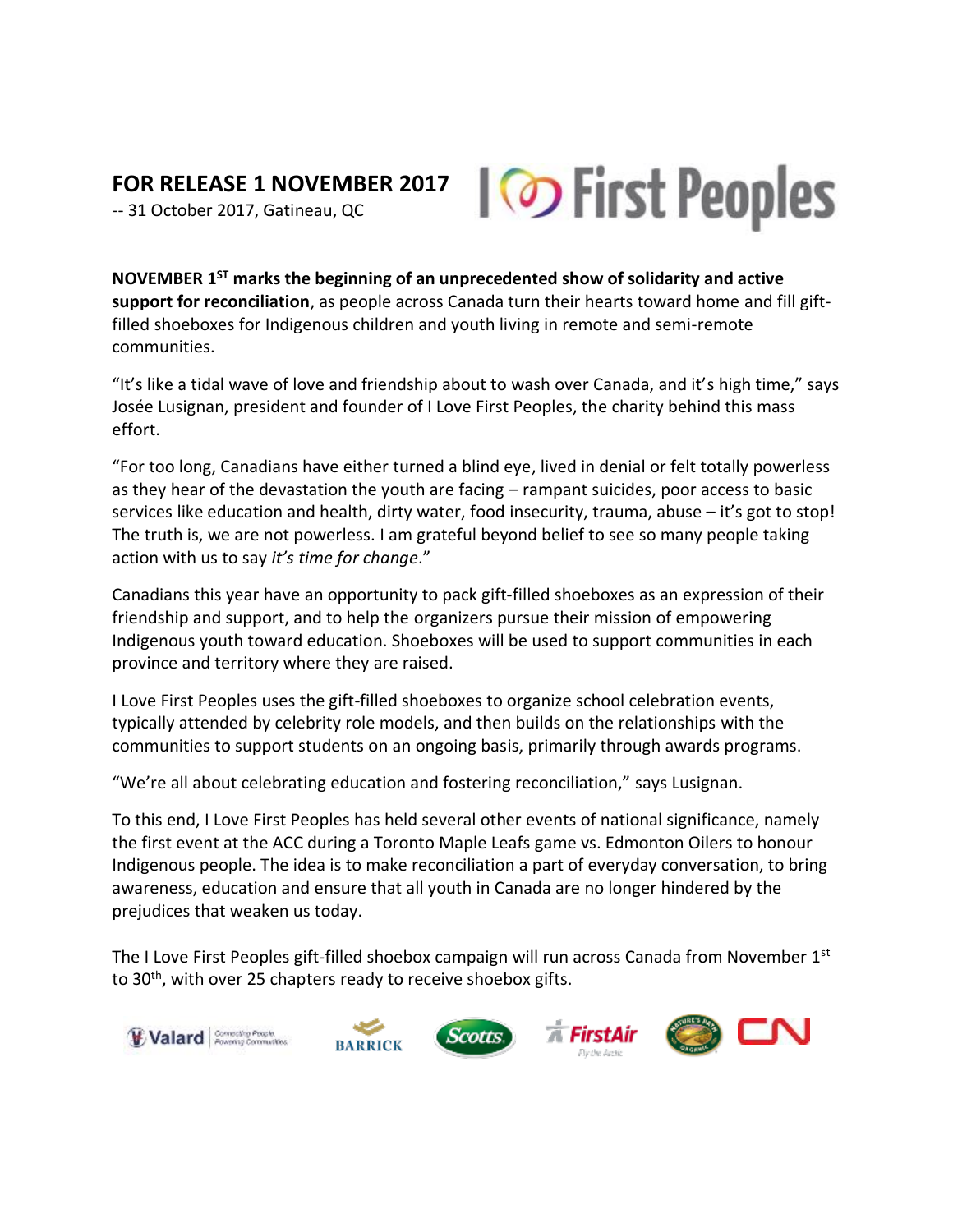**FOR RELEASE 1 NOVEMBER 2017**

-- 31 October 2017, Gatineau, QC

I Love First Peoples

**NOVEMBER 1ST marks the beginning of an unprecedented show of solidarity and active support for reconciliation**, as people across Canada turn their hearts toward home and fill gift-filled shoeboxes for Indigenous children and youth living in remote and semi-remote communities.

“It’s like a tidal wave of love and friendship about to wash over Canada, and it’s high time,” says Josée Lusignan, president and founder of I Love First Peoples, the charity behind this mass effort.

“For too long, Canadians have either turned a blind eye, lived in denial or felt totally powerless as they hear of the devastation the youth are facing – rampant suicides, poor access to basic services like education and health, dirty water, food insecurity, trauma, abuse – it’s got to stop! The truth is, we are not powerless. I am grateful beyond belief to see so many people taking action with us to say *it’s time for change*.”

Canadians this year have an opportunity to pack gift-filled shoeboxes as an expression of their friendship and support, and to help the organizers pursue their mission of empowering Indigenous youth toward education. Shoeboxes will be used to support communities in each province and territory where they are raised.

I Love First Peoples uses the gift-filled shoeboxes to organize school celebration events, typically attended by celebrity role models, and then builds on the relationships with the communities to support students on an ongoing basis, primarily through awards programs.

“We’re all about celebrating education and fostering reconciliation,” says Lusignan.

To this end, I Love First Peoples has held several other events of national significance, namely the first event at the ACC during a Toronto Maple Leafs game vs. Edmonton Oilers to honour Indigenous people. The idea is to make reconciliation a part of everyday conversation, to bring awareness, education and ensure that all youth in Canada are no longer hindered by the prejudices that weaken us today.

The I Love First Peoples gift-filled shoebox campaign will run across Canada from November 1st to 30th, with over 25 chapters ready to receive shoebox gifts.

Valard — Connecting People. Powering Communities. | BARRICK | Scotts | FirstAir — Fly the Arctic | Nature's Path Organic | CN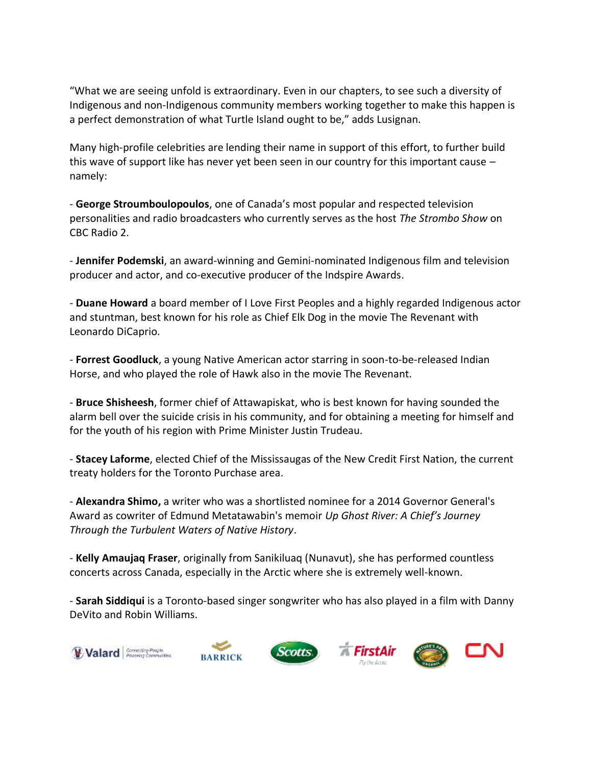"What we are seeing unfold is extraordinary. Even in our chapters, to see such a diversity of Indigenous and non-Indigenous community members working together to make this happen is a perfect demonstration of what Turtle Island ought to be," adds Lusignan.

Many high-profile celebrities are lending their name in support of this effort, to further build this wave of support like has never yet been seen in our country for this important cause – namely:

- **George Stroumboulopoulos**, one of Canada's most popular and respected television personalities and radio broadcasters who currently serves as the host *The Strombo Show* on CBC Radio 2.

- **Jennifer Podemski**, an award-winning and Gemini-nominated Indigenous film and television producer and actor, and co-executive producer of the Indspire Awards.

- **Duane Howard** a board member of I Love First Peoples and a highly regarded Indigenous actor and stuntman, best known for his role as Chief Elk Dog in the movie The Revenant with Leonardo DiCaprio.

- **Forrest Goodluck**, a young Native American actor starring in soon-to-be-released Indian Horse, and who played the role of Hawk also in the movie The Revenant.

- **Bruce Shisheesh**, former chief of Attawapiskat, who is best known for having sounded the alarm bell over the suicide crisis in his community, and for obtaining a meeting for himself and for the youth of his region with Prime Minister Justin Trudeau.

- **Stacey Laforme**, elected Chief of the Mississaugas of the New Credit First Nation, the current treaty holders for the Toronto Purchase area.

- **Alexandra Shimo,** a writer who was a shortlisted nominee for a 2014 Governor General's Award as cowriter of Edmund Metatawabin's memoir *Up Ghost River: A Chief's Journey Through the Turbulent Waters of Native History*.

- **Kelly Amaujaq Fraser**, originally from Sanikiluaq (Nunavut), she has performed countless concerts across Canada, especially in the Arctic where she is extremely well-known.

- **Sarah Siddiqui** is a Toronto-based singer songwriter who has also played in a film with Danny DeVito and Robin Williams.

Valard Connecting People. Powering Communities. | BARRICK | Scotts | FirstAir Fly the Arctic | Nature's Path Organic | CN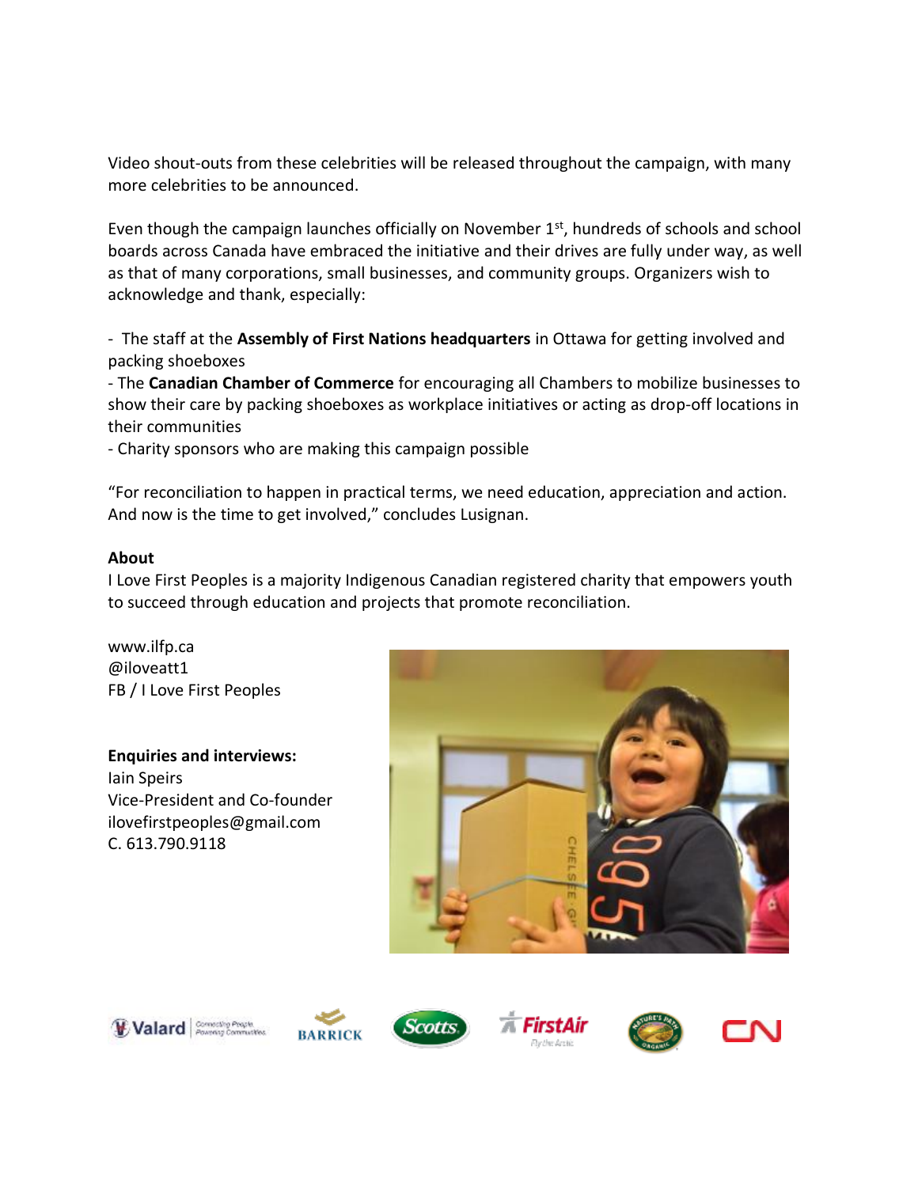Video shout-outs from these celebrities will be released throughout the campaign, with many more celebrities to be announced.

Even though the campaign launches officially on November 1st, hundreds of schools and school boards across Canada have embraced the initiative and their drives are fully under way, as well as that of many corporations, small businesses, and community groups. Organizers wish to acknowledge and thank, especially:

- The staff at the **Assembly of First Nations headquarters** in Ottawa for getting involved and packing shoeboxes
- The **Canadian Chamber of Commerce** for encouraging all Chambers to mobilize businesses to show their care by packing shoeboxes as workplace initiatives or acting as drop-off locations in their communities
- Charity sponsors who are making this campaign possible

"For reconciliation to happen in practical terms, we need education, appreciation and action. And now is the time to get involved," concludes Lusignan.

**About**
I Love First Peoples is a majority Indigenous Canadian registered charity that empowers youth to succeed through education and projects that promote reconciliation.

www.ilfp.ca
@iloveatt1
FB / I Love First Peoples

**Enquiries and interviews:**
Iain Speirs
Vice-President and Co-founder
ilovefirstpeoples@gmail.com
C. 613.790.9118